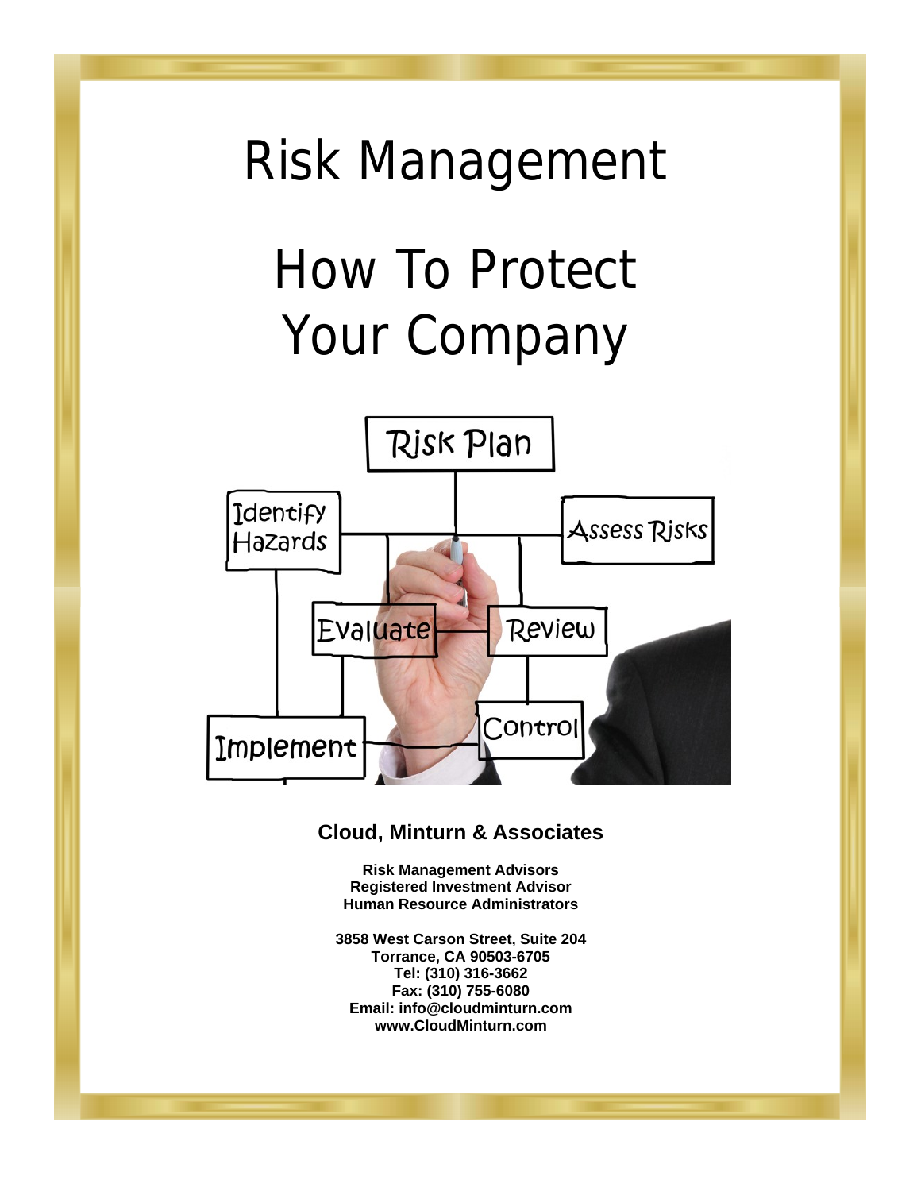# Risk Management

# How To Protect Your Company

**Cloud, Minturn & Associates**

**Risk Management Advisors**
**Registered Investment Advisor**
**Human Resource Administrators**

**3858 West Carson Street, Suite 204**
**Torrance, CA 90503-6705**
**Tel: (310) 316-3662**
**Fax: (310) 755-6080**
**Email: info@cloudminturn.com**
**www.CloudMinturn.com**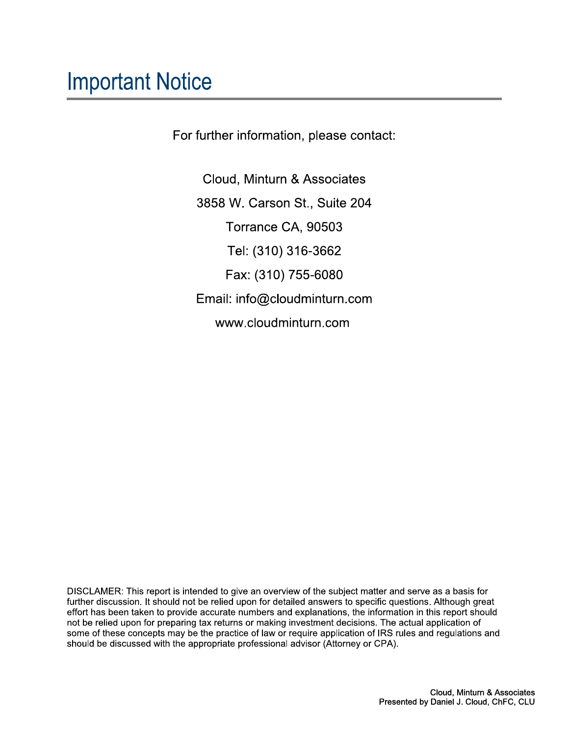# Important Notice

For further information, please contact:

Cloud, Minturn & Associates

3858 W. Carson St., Suite 204

Torrance CA, 90503

Tel: (310) 316-3662

Fax: (310) 755-6080

Email: info@cloudminturn.com

www.cloudminturn.com

DISCLAMER: This report is intended to give an overview of the subject matter and serve as a basis for further discussion. It should not be relied upon for detailed answers to specific questions. Although great effort has been taken to provide accurate numbers and explanations, the information in this report should not be relied upon for preparing tax returns or making investment decisions. The actual application of some of these concepts may be the practice of law or require application of IRS rules and regulations and should be discussed with the appropriate professional advisor (Attorney or CPA).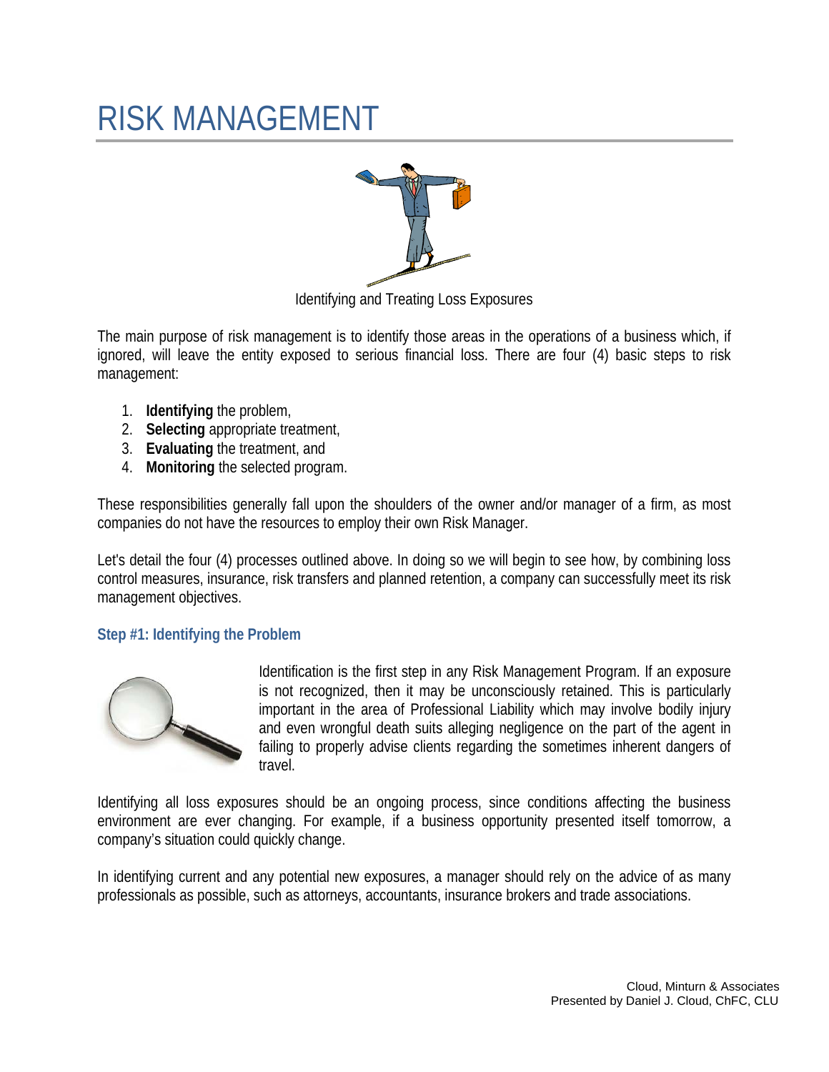# RISK MANAGEMENT

Identifying and Treating Loss Exposures

The main purpose of risk management is to identify those areas in the operations of a business which, if ignored, will leave the entity exposed to serious financial loss. There are four (4) basic steps to risk management:

1. **Identifying** the problem,
2. **Selecting** appropriate treatment,
3. **Evaluating** the treatment, and
4. **Monitoring** the selected program.

These responsibilities generally fall upon the shoulders of the owner and/or manager of a firm, as most companies do not have the resources to employ their own Risk Manager.

Let's detail the four (4) processes outlined above. In doing so we will begin to see how, by combining loss control measures, insurance, risk transfers and planned retention, a company can successfully meet its risk management objectives.

### Step #1: Identifying the Problem

Identification is the first step in any Risk Management Program. If an exposure is not recognized, then it may be unconsciously retained. This is particularly important in the area of Professional Liability which may involve bodily injury and even wrongful death suits alleging negligence on the part of the agent in failing to properly advise clients regarding the sometimes inherent dangers of travel.

Identifying all loss exposures should be an ongoing process, since conditions affecting the business environment are ever changing. For example, if a business opportunity presented itself tomorrow, a company's situation could quickly change.

In identifying current and any potential new exposures, a manager should rely on the advice of as many professionals as possible, such as attorneys, accountants, insurance brokers and trade associations.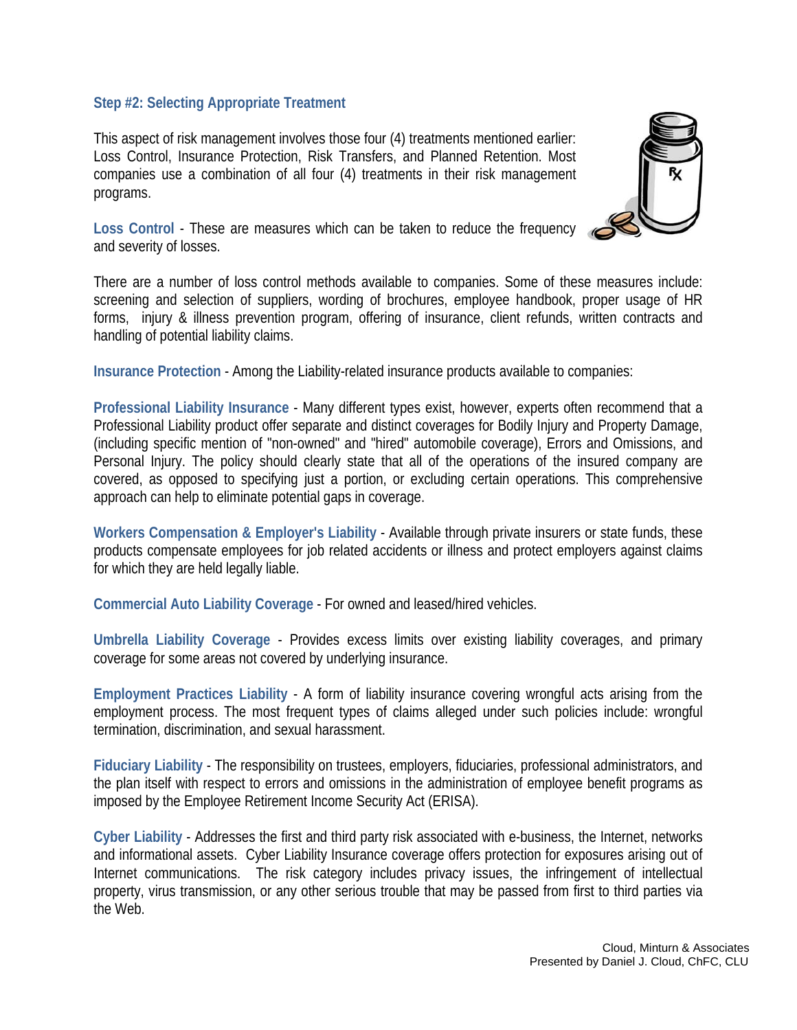### Step #2: Selecting Appropriate Treatment

This aspect of risk management involves those four (4) treatments mentioned earlier: Loss Control, Insurance Protection, Risk Transfers, and Planned Retention. Most companies use a combination of all four (4) treatments in their risk management programs.

**Loss Control** - These are measures which can be taken to reduce the frequency and severity of losses.

There are a number of loss control methods available to companies. Some of these measures include: screening and selection of suppliers, wording of brochures, employee handbook, proper usage of HR forms, injury & illness prevention program, offering of insurance, client refunds, written contracts and handling of potential liability claims.

**Insurance Protection** - Among the Liability-related insurance products available to companies:

**Professional Liability Insurance** - Many different types exist, however, experts often recommend that a Professional Liability product offer separate and distinct coverages for Bodily Injury and Property Damage, (including specific mention of "non-owned" and "hired" automobile coverage), Errors and Omissions, and Personal Injury. The policy should clearly state that all of the operations of the insured company are covered, as opposed to specifying just a portion, or excluding certain operations. This comprehensive approach can help to eliminate potential gaps in coverage.

**Workers Compensation & Employer's Liability** - Available through private insurers or state funds, these products compensate employees for job related accidents or illness and protect employers against claims for which they are held legally liable.

**Commercial Auto Liability Coverage** - For owned and leased/hired vehicles.

**Umbrella Liability Coverage** - Provides excess limits over existing liability coverages, and primary coverage for some areas not covered by underlying insurance.

**Employment Practices Liability** - A form of liability insurance covering wrongful acts arising from the employment process. The most frequent types of claims alleged under such policies include: wrongful termination, discrimination, and sexual harassment.

**Fiduciary Liability** - The responsibility on trustees, employers, fiduciaries, professional administrators, and the plan itself with respect to errors and omissions in the administration of employee benefit programs as imposed by the Employee Retirement Income Security Act (ERISA).

**Cyber Liability** - Addresses the first and third party risk associated with e-business, the Internet, networks and informational assets. Cyber Liability Insurance coverage offers protection for exposures arising out of Internet communications. The risk category includes privacy issues, the infringement of intellectual property, virus transmission, or any other serious trouble that may be passed from first to third parties via the Web.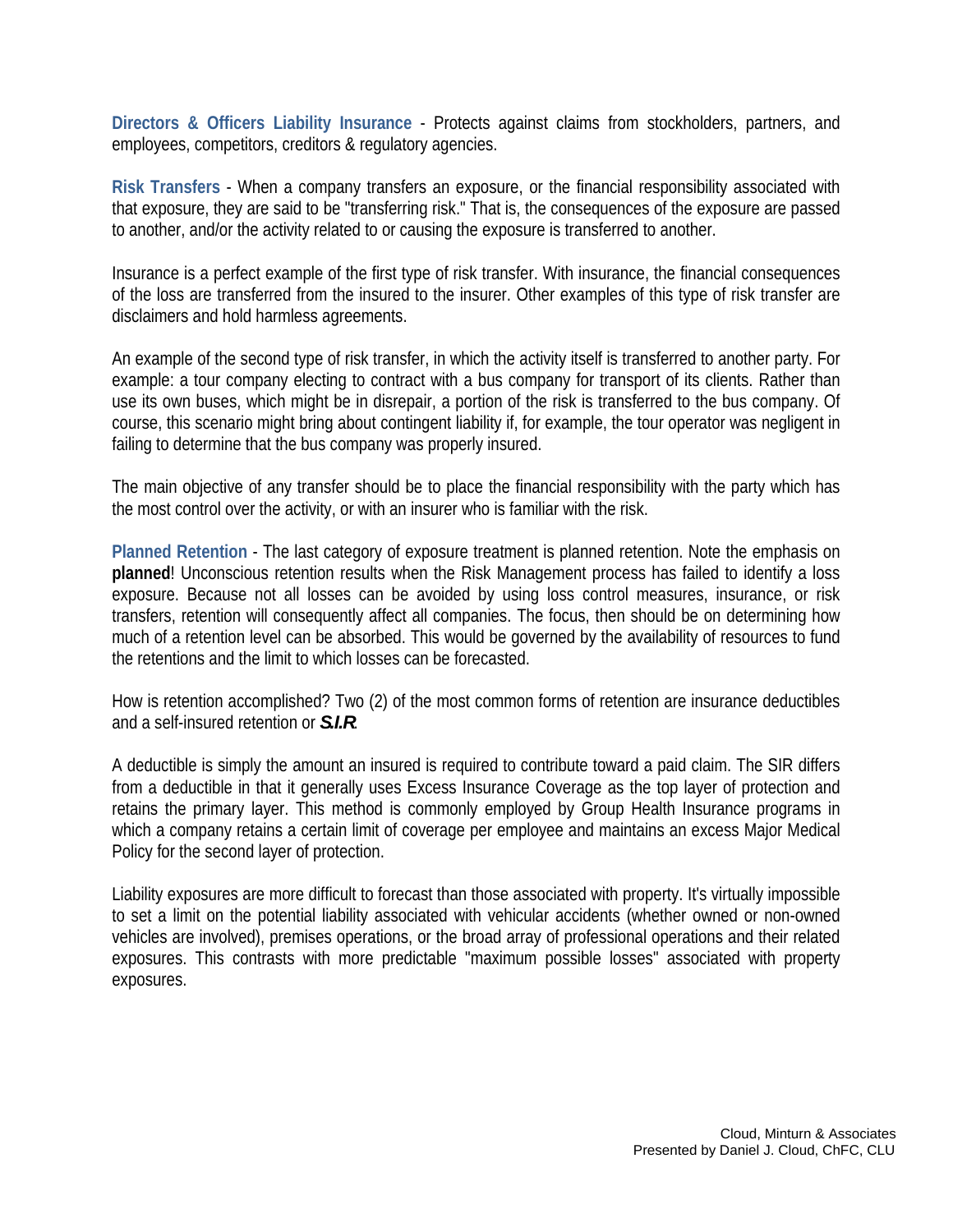**Directors & Officers Liability Insurance** - Protects against claims from stockholders, partners, and employees, competitors, creditors & regulatory agencies.

**Risk Transfers** - When a company transfers an exposure, or the financial responsibility associated with that exposure, they are said to be "transferring risk." That is, the consequences of the exposure are passed to another, and/or the activity related to or causing the exposure is transferred to another.

Insurance is a perfect example of the first type of risk transfer. With insurance, the financial consequences of the loss are transferred from the insured to the insurer. Other examples of this type of risk transfer are disclaimers and hold harmless agreements.

An example of the second type of risk transfer, in which the activity itself is transferred to another party. For example: a tour company electing to contract with a bus company for transport of its clients. Rather than use its own buses, which might be in disrepair, a portion of the risk is transferred to the bus company. Of course, this scenario might bring about contingent liability if, for example, the tour operator was negligent in failing to determine that the bus company was properly insured.

The main objective of any transfer should be to place the financial responsibility with the party which has the most control over the activity, or with an insurer who is familiar with the risk.

**Planned Retention** - The last category of exposure treatment is planned retention. Note the emphasis on **planned**! Unconscious retention results when the Risk Management process has failed to identify a loss exposure. Because not all losses can be avoided by using loss control measures, insurance, or risk transfers, retention will consequently affect all companies. The focus, then should be on determining how much of a retention level can be absorbed. This would be governed by the availability of resources to fund the retentions and the limit to which losses can be forecasted.

How is retention accomplished? Two (2) of the most common forms of retention are insurance deductibles and a self-insured retention or ***S.I.R***.

A deductible is simply the amount an insured is required to contribute toward a paid claim. The SIR differs from a deductible in that it generally uses Excess Insurance Coverage as the top layer of protection and retains the primary layer. This method is commonly employed by Group Health Insurance programs in which a company retains a certain limit of coverage per employee and maintains an excess Major Medical Policy for the second layer of protection.

Liability exposures are more difficult to forecast than those associated with property. It's virtually impossible to set a limit on the potential liability associated with vehicular accidents (whether owned or non-owned vehicles are involved), premises operations, or the broad array of professional operations and their related exposures. This contrasts with more predictable "maximum possible losses" associated with property exposures.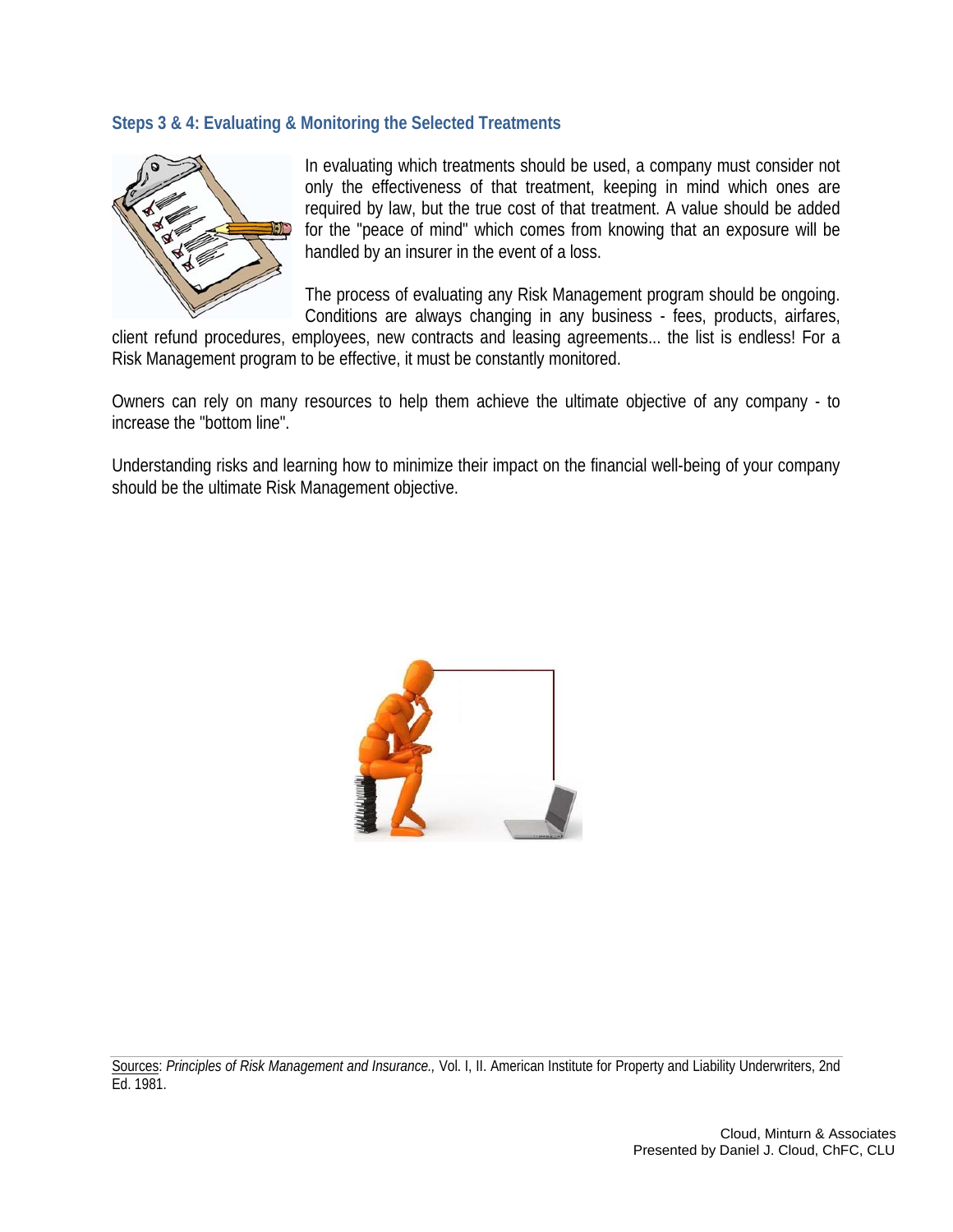### Steps 3 & 4: Evaluating & Monitoring the Selected Treatments

In evaluating which treatments should be used, a company must consider not only the effectiveness of that treatment, keeping in mind which ones are required by law, but the true cost of that treatment. A value should be added for the "peace of mind" which comes from knowing that an exposure will be handled by an insurer in the event of a loss.

The process of evaluating any Risk Management program should be ongoing. Conditions are always changing in any business - fees, products, airfares, client refund procedures, employees, new contracts and leasing agreements... the list is endless! For a Risk Management program to be effective, it must be constantly monitored.

Owners can rely on many resources to help them achieve the ultimate objective of any company - to increase the "bottom line".

Understanding risks and learning how to minimize their impact on the financial well-being of your company should be the ultimate Risk Management objective.

Sources: *Principles of Risk Management and Insurance.,* Vol. I, II. American Institute for Property and Liability Underwriters, 2nd Ed. 1981.

Cloud, Minturn & Associates
Presented by Daniel J. Cloud, ChFC, CLU